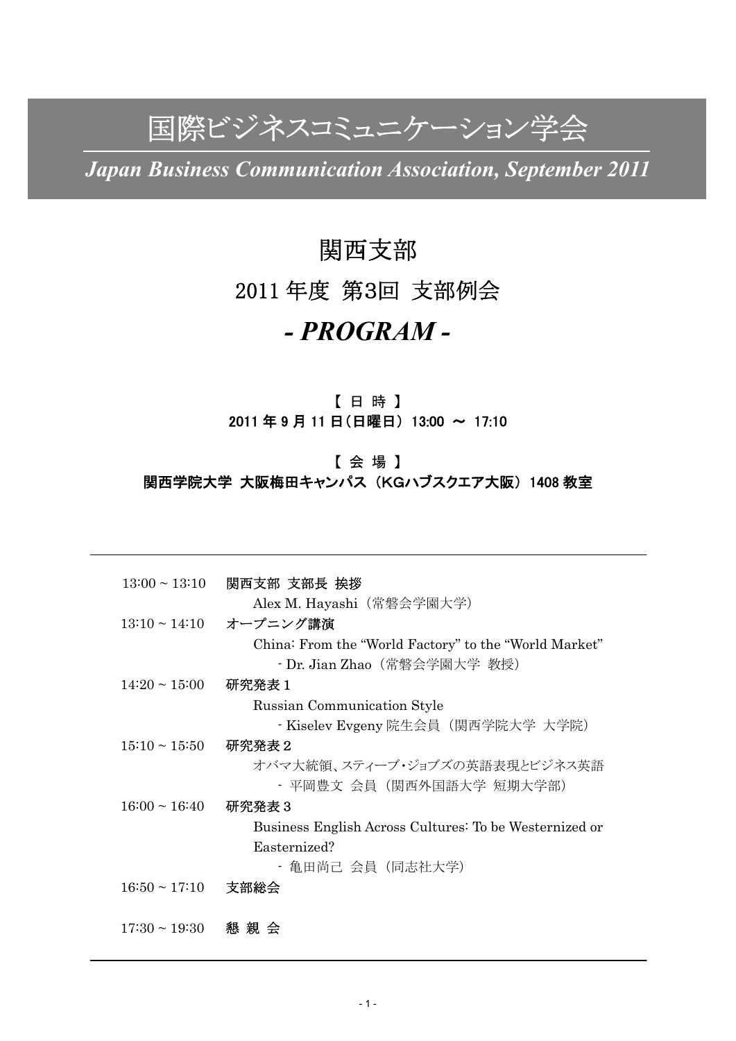# 国際ビジネスコミュニケーション学会

*Japan Business Communication Association, September 2011*

## 関西支部

## 2011 年度 第3回 支部例会

## *- PROGRAM -*

**【 日 時 】**

**2011 年 9 月 11 日（日曜日） 13:00 ～ 17:10**

**【 会 場 】**

**関西学院大学 大阪梅田キャンパス（KGハブスクエア大阪） 1408 教室**

---

| | |
|---|---|
| 13:00 ~ 13:10 | **関西支部 支部長 挨拶**<br>Alex M. Hayashi（常磐会学園大学） |
| 13:10 ~ 14:10 | **オープニング講演**<br>China: From the “World Factory” to the “World Market”<br>- Dr. Jian Zhao（常磐会学園大学 教授） |
| 14:20 ~ 15:00 | **研究発表１**<br>Russian Communication Style<br>- Kiselev Evgeny 院生会員（関西学院大学 大学院） |
| 15:10 ~ 15:50 | **研究発表２**<br>オバマ大統領、スティーブ・ジョブズの英語表現とビジネス英語<br>- 平岡豊文 会員（関西外国語大学 短期大学部） |
| 16:00 ~ 16:40 | **研究発表３**<br>Business English Across Cultures: To be Westernized or Easternized?<br>- 亀田尚己 会員（同志社大学） |
| 16:50 ~ 17:10 | **支部総会** |
| 17:30 ~ 19:30 | **懇 親 会** |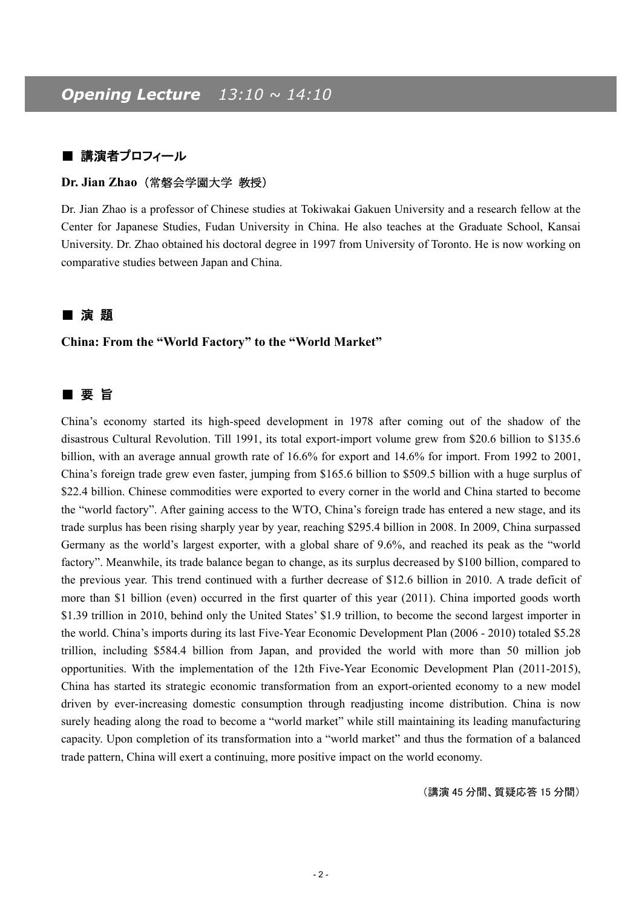# *Opening Lecture* *13:10 ~ 14:10*

## ■ 講演者プロフィール

**Dr. Jian Zhao**（常磐会学園大学 教授）

Dr. Jian Zhao is a professor of Chinese studies at Tokiwakai Gakuen University and a research fellow at the Center for Japanese Studies, Fudan University in China. He also teaches at the Graduate School, Kansai University. Dr. Zhao obtained his doctoral degree in 1997 from University of Toronto. He is now working on comparative studies between Japan and China.

## ■ 演 題

**China: From the "World Factory" to the "World Market"**

## ■ 要 旨

China's economy started its high-speed development in 1978 after coming out of the shadow of the disastrous Cultural Revolution. Till 1991, its total export-import volume grew from $20.6 billion to $135.6 billion, with an average annual growth rate of 16.6% for export and 14.6% for import. From 1992 to 2001, China's foreign trade grew even faster, jumping from $165.6 billion to $509.5 billion with a huge surplus of $22.4 billion. Chinese commodities were exported to every corner in the world and China started to become the "world factory". After gaining access to the WTO, China's foreign trade has entered a new stage, and its trade surplus has been rising sharply year by year, reaching $295.4 billion in 2008. In 2009, China surpassed Germany as the world's largest exporter, with a global share of 9.6%, and reached its peak as the "world factory". Meanwhile, its trade balance began to change, as its surplus decreased by $100 billion, compared to the previous year. This trend continued with a further decrease of $12.6 billion in 2010. A trade deficit of more than $1 billion (even) occurred in the first quarter of this year (2011). China imported goods worth $1.39 trillion in 2010, behind only the United States' $1.9 trillion, to become the second largest importer in the world. China's imports during its last Five-Year Economic Development Plan (2006 - 2010) totaled $5.28 trillion, including $584.4 billion from Japan, and provided the world with more than 50 million job opportunities. With the implementation of the 12th Five-Year Economic Development Plan (2011-2015), China has started its strategic economic transformation from an export-oriented economy to a new model driven by ever-increasing domestic consumption through readjusting income distribution. China is now surely heading along the road to become a "world market" while still maintaining its leading manufacturing capacity. Upon completion of its transformation into a "world market" and thus the formation of a balanced trade pattern, China will exert a continuing, more positive impact on the world economy.

（講演 45 分間、質疑応答 15 分間）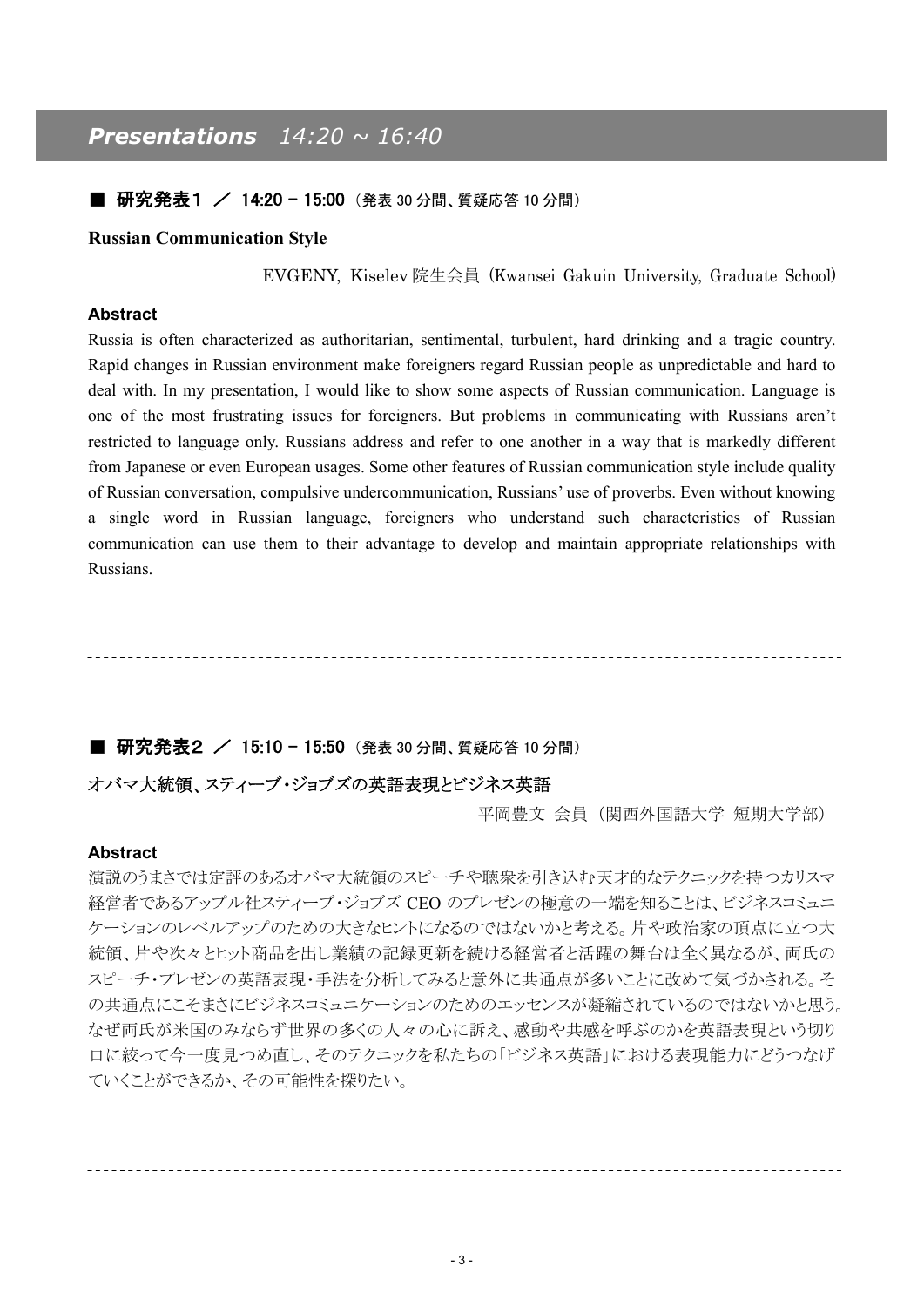## *Presentations* *14:20 ~ 16:40*

### ■ 研究発表１ ／ 14:20 – 15:00（発表 30 分間、質疑応答 10 分間）

**Russian Communication Style**

EVGENY, Kiselev 院生会員 (Kwansei Gakuin University, Graduate School)

**Abstract**

Russia is often characterized as authoritarian, sentimental, turbulent, hard drinking and a tragic country. Rapid changes in Russian environment make foreigners regard Russian people as unpredictable and hard to deal with. In my presentation, I would like to show some aspects of Russian communication. Language is one of the most frustrating issues for foreigners. But problems in communicating with Russians aren't restricted to language only. Russians address and refer to one another in a way that is markedly different from Japanese or even European usages. Some other features of Russian communication style include quality of Russian conversation, compulsive undercommunication, Russians' use of proverbs. Even without knowing a single word in Russian language, foreigners who understand such characteristics of Russian communication can use them to their advantage to develop and maintain appropriate relationships with Russians.

---

### ■ 研究発表２ ／ 15:10 – 15:50（発表 30 分間、質疑応答 10 分間）

**オバマ大統領、スティーブ・ジョブズの英語表現とビジネス英語**

平岡豊文 会員（関西外国語大学 短期大学部）

**Abstract**

演説のうまさでは定評のあるオバマ大統領のスピーチや聴衆を引き込む天才的なテクニックを持つカリスマ経営者であるアップル社スティーブ・ジョブズ CEO のプレゼンの極意の一端を知ることは、ビジネスコミュニケーションのレベルアップのための大きなヒントになるのではないかと考える。片や政治家の頂点に立つ大統領、片や次々とヒット商品を出し業績の記録更新を続ける経営者と活躍の舞台は全く異なるが、両氏のスピーチ・プレゼンの英語表現・手法を分析してみると意外に共通点が多いことに改めて気づかされる。その共通点にこそまさにビジネスコミュニケーションのためのエッセンスが凝縮されているのではないかと思う。なぜ両氏が米国のみならず世界の多くの人々の心に訴え、感動や共感を呼ぶのかを英語表現という切り口に絞って今一度見つめ直し、そのテクニックを私たちの「ビジネス英語」における表現能力にどうつなげていくことができるか、その可能性を探りたい。

---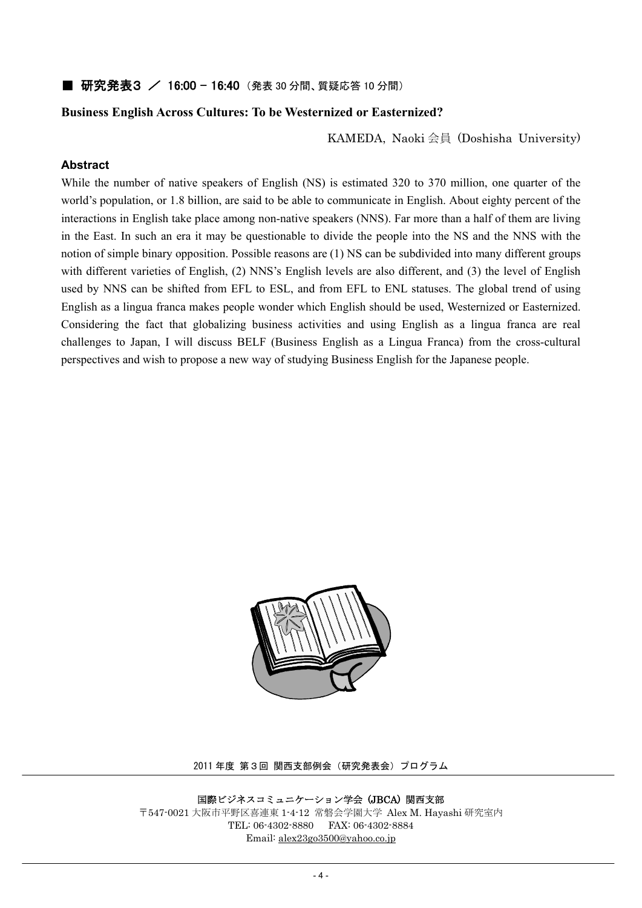## ■ 研究発表３ ／ 16:00 – 16:40（発表 30 分間、質疑応答 10 分間）

**Business English Across Cultures: To be Westernized or Easternized?**

KAMEDA, Naoki 会員 (Doshisha University)

### Abstract

While the number of native speakers of English (NS) is estimated 320 to 370 million, one quarter of the world's population, or 1.8 billion, are said to be able to communicate in English. About eighty percent of the interactions in English take place among non-native speakers (NNS). Far more than a half of them are living in the East. In such an era it may be questionable to divide the people into the NS and the NNS with the notion of simple binary opposition. Possible reasons are (1) NS can be subdivided into many different groups with different varieties of English, (2) NNS's English levels are also different, and (3) the level of English used by NNS can be shifted from EFL to ESL, and from EFL to ENL statuses. The global trend of using English as a lingua franca makes people wonder which English should be used, Westernized or Easternized. Considering the fact that globalizing business activities and using English as a lingua franca are real challenges to Japan, I will discuss BELF (Business English as a Lingua Franca) from the cross-cultural perspectives and wish to propose a new way of studying Business English for the Japanese people.

2011 年度 第３回 関西支部例会（研究発表会）プログラム

国際ビジネスコミュニケーション学会（JBCA）関西支部
〒547-0021 大阪市平野区喜連東 1-4-12 常磐会学園大学 Alex M. Hayashi 研究室内
TEL: 06-4302-8880　FAX: 06-4302-8884
Email: alex23go3500@yahoo.co.jp